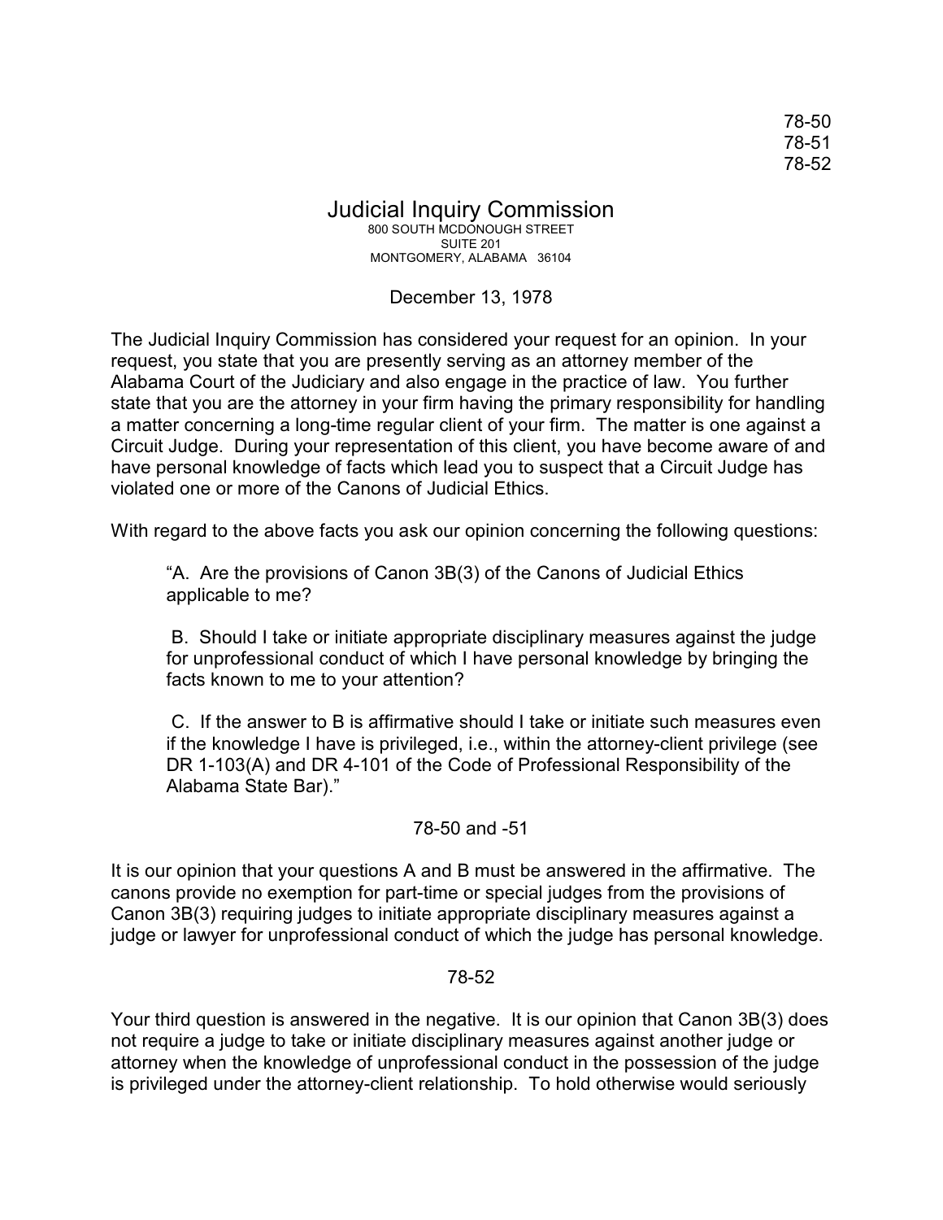78-50
78-51
78-52

# Judicial Inquiry Commission

800 SOUTH MCDONOUGH STREET
SUITE 201
MONTGOMERY, ALABAMA 36104

December 13, 1978

The Judicial Inquiry Commission has considered your request for an opinion. In your request, you state that you are presently serving as an attorney member of the Alabama Court of the Judiciary and also engage in the practice of law. You further state that you are the attorney in your firm having the primary responsibility for handling a matter concerning a long-time regular client of your firm. The matter is one against a Circuit Judge. During your representation of this client, you have become aware of and have personal knowledge of facts which lead you to suspect that a Circuit Judge has violated one or more of the Canons of Judicial Ethics.

With regard to the above facts you ask our opinion concerning the following questions:

> "A. Are the provisions of Canon 3B(3) of the Canons of Judicial Ethics applicable to me?
>
> B. Should I take or initiate appropriate disciplinary measures against the judge for unprofessional conduct of which I have personal knowledge by bringing the facts known to me to your attention?
>
> C. If the answer to B is affirmative should I take or initiate such measures even if the knowledge I have is privileged, i.e., within the attorney-client privilege (see DR 1-103(A) and DR 4-101 of the Code of Professional Responsibility of the Alabama State Bar)."

78-50 and -51

It is our opinion that your questions A and B must be answered in the affirmative. The canons provide no exemption for part-time or special judges from the provisions of Canon 3B(3) requiring judges to initiate appropriate disciplinary measures against a judge or lawyer for unprofessional conduct of which the judge has personal knowledge.

78-52

Your third question is answered in the negative. It is our opinion that Canon 3B(3) does not require a judge to take or initiate disciplinary measures against another judge or attorney when the knowledge of unprofessional conduct in the possession of the judge is privileged under the attorney-client relationship. To hold otherwise would seriously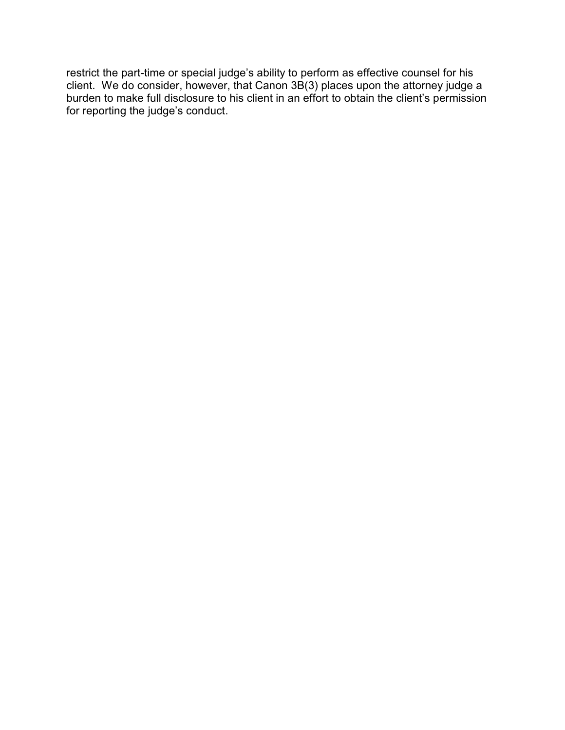restrict the part-time or special judge's ability to perform as effective counsel for his client. We do consider, however, that Canon 3B(3) places upon the attorney judge a burden to make full disclosure to his client in an effort to obtain the client's permission for reporting the judge's conduct.